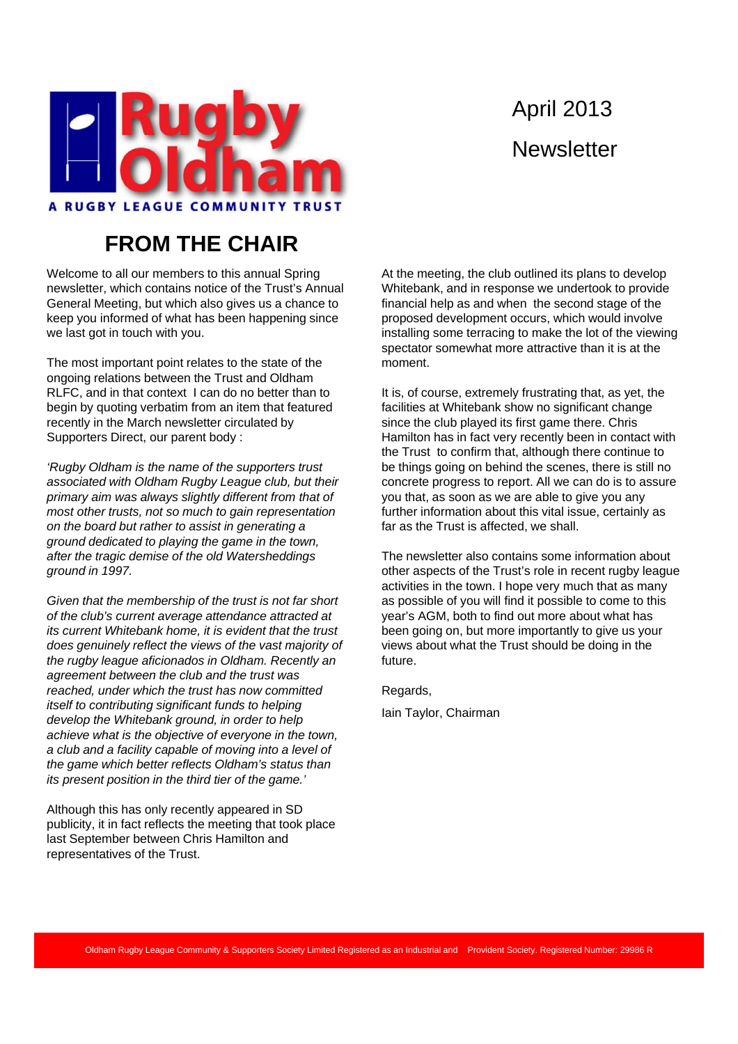Rugby Oldham

A RUGBY LEAGUE COMMUNITY TRUST

April 2013

Newsletter

# FROM THE CHAIR

Welcome to all our members to this annual Spring newsletter, which contains notice of the Trust's Annual General Meeting, but which also gives us a chance to keep you informed of what has been happening since we last got in touch with you.

The most important point relates to the state of the ongoing relations between the Trust and Oldham RLFC, and in that context I can do no better than to begin by quoting verbatim from an item that featured recently in the March newsletter circulated by Supporters Direct, our parent body :

*'Rugby Oldham is the name of the supporters trust associated with Oldham Rugby League club, but their primary aim was always slightly different from that of most other trusts, not so much to gain representation on the board but rather to assist in generating a ground dedicated to playing the game in the town, after the tragic demise of the old Watersheddings ground in 1997.*

*Given that the membership of the trust is not far short of the club's current average attendance attracted at its current Whitebank home, it is evident that the trust does genuinely reflect the views of the vast majority of the rugby league aficionados in Oldham. Recently an agreement between the club and the trust was reached, under which the trust has now committed itself to contributing significant funds to helping develop the Whitebank ground, in order to help achieve what is the objective of everyone in the town, a club and a facility capable of moving into a level of the game which better reflects Oldham's status than its present position in the third tier of the game.'*

Although this has only recently appeared in SD publicity, it in fact reflects the meeting that took place last September between Chris Hamilton and representatives of the Trust.

At the meeting, the club outlined its plans to develop Whitebank, and in response we undertook to provide financial help as and when the second stage of the proposed development occurs, which would involve installing some terracing to make the lot of the viewing spectator somewhat more attractive than it is at the moment.

It is, of course, extremely frustrating that, as yet, the facilities at Whitebank show no significant change since the club played its first game there. Chris Hamilton has in fact very recently been in contact with the Trust to confirm that, although there continue to be things going on behind the scenes, there is still no concrete progress to report. All we can do is to assure you that, as soon as we are able to give you any further information about this vital issue, certainly as far as the Trust is affected, we shall.

The newsletter also contains some information about other aspects of the Trust's role in recent rugby league activities in the town. I hope very much that as many as possible of you will find it possible to come to this year's AGM, both to find out more about what has been going on, but more importantly to give us your views about what the Trust should be doing in the future.

Regards,

Iain Taylor, Chairman

Oldham Rugby League Community & Supporters Society Limited Registered as an Industrial and Provident Society. Registered Number: 29986 R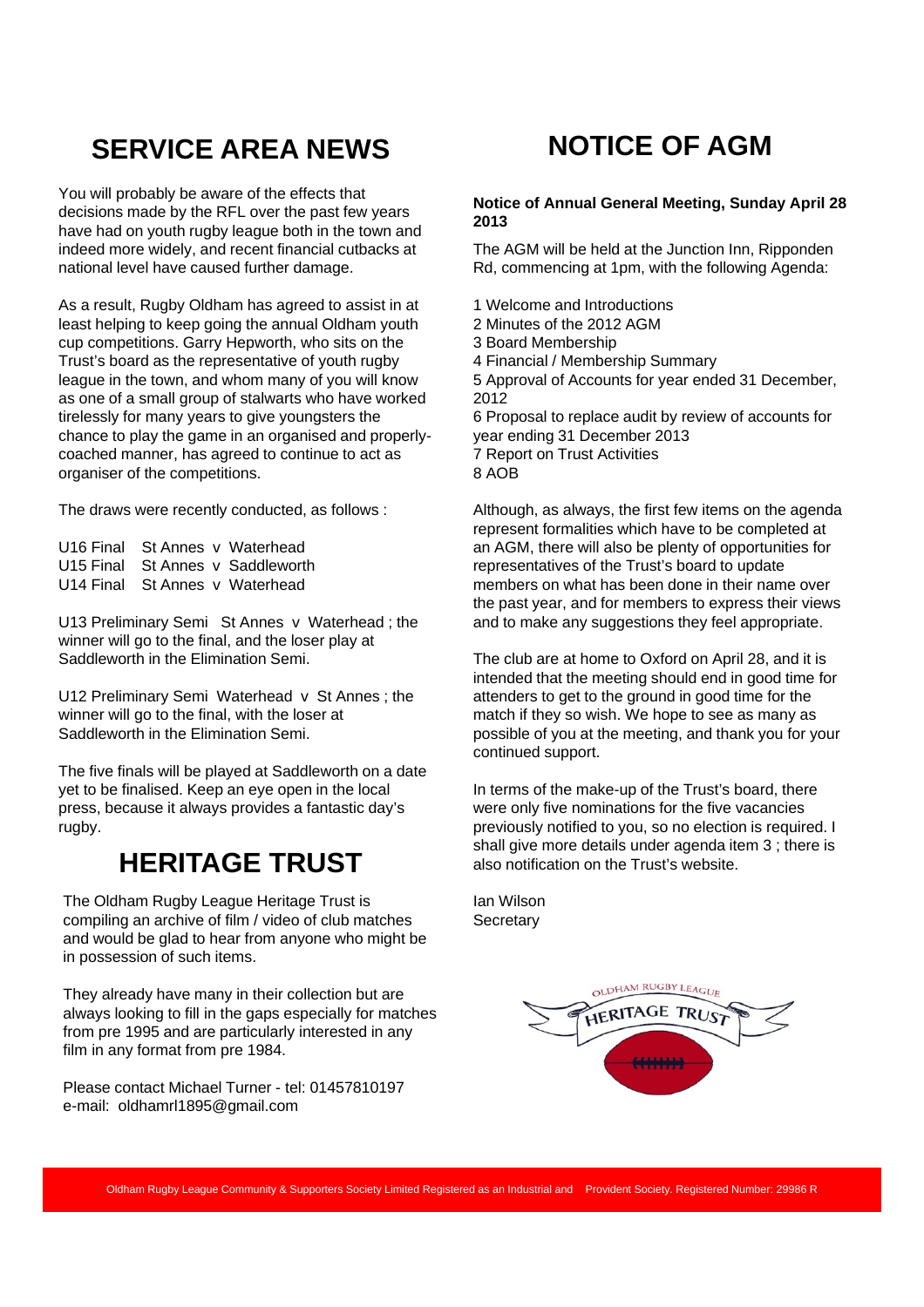# SERVICE AREA NEWS

You will probably be aware of the effects that decisions made by the RFL over the past few years have had on youth rugby league both in the town and indeed more widely, and recent financial cutbacks at national level have caused further damage.

As a result, Rugby Oldham has agreed to assist in at least helping to keep going the annual Oldham youth cup competitions. Garry Hepworth, who sits on the Trust's board as the representative of youth rugby league in the town, and whom many of you will know as one of a small group of stalwarts who have worked tirelessly for many years to give youngsters the chance to play the game in an organised and properly-coached manner, has agreed to continue to act as organiser of the competitions.

The draws were recently conducted, as follows :

U16 Final St Annes v Waterhead
U15 Final St Annes v Saddleworth
U14 Final St Annes v Waterhead

U13 Preliminary Semi St Annes v Waterhead ; the winner will go to the final, and the loser play at Saddleworth in the Elimination Semi.

U12 Preliminary Semi Waterhead v St Annes ; the winner will go to the final, with the loser at Saddleworth in the Elimination Semi.

The five finals will be played at Saddleworth on a date yet to be finalised. Keep an eye open in the local press, because it always provides a fantastic day's rugby.

# HERITAGE TRUST

The Oldham Rugby League Heritage Trust is compiling an archive of film / video of club matches and would be glad to hear from anyone who might be in possession of such items.

They already have many in their collection but are always looking to fill in the gaps especially for matches from pre 1995 and are particularly interested in any film in any format from pre 1984.

Please contact Michael Turner - tel: 01457810197
e-mail: oldhamrl1895@gmail.com

# NOTICE OF AGM

**Notice of Annual General Meeting, Sunday April 28 2013**

The AGM will be held at the Junction Inn, Ripponden Rd, commencing at 1pm, with the following Agenda:

1 Welcome and Introductions
2 Minutes of the 2012 AGM
3 Board Membership
4 Financial / Membership Summary
5 Approval of Accounts for year ended 31 December, 2012
6 Proposal to replace audit by review of accounts for year ending 31 December 2013
7 Report on Trust Activities
8 AOB

Although, as always, the first few items on the agenda represent formalities which have to be completed at an AGM, there will also be plenty of opportunities for representatives of the Trust's board to update members on what has been done in their name over the past year, and for members to express their views and to make any suggestions they feel appropriate.

The club are at home to Oxford on April 28, and it is intended that the meeting should end in good time for attenders to get to the ground in good time for the match if they so wish. We hope to see as many as possible of you at the meeting, and thank you for your continued support.

In terms of the make-up of the Trust's board, there were only five nominations for the five vacancies previously notified to you, so no election is required. I shall give more details under agenda item 3 ; there is also notification on the Trust's website.

Ian Wilson
Secretary

Oldham Rugby League Community & Supporters Society Limited Registered as an Industrial and Provident Society. Registered Number: 29986 R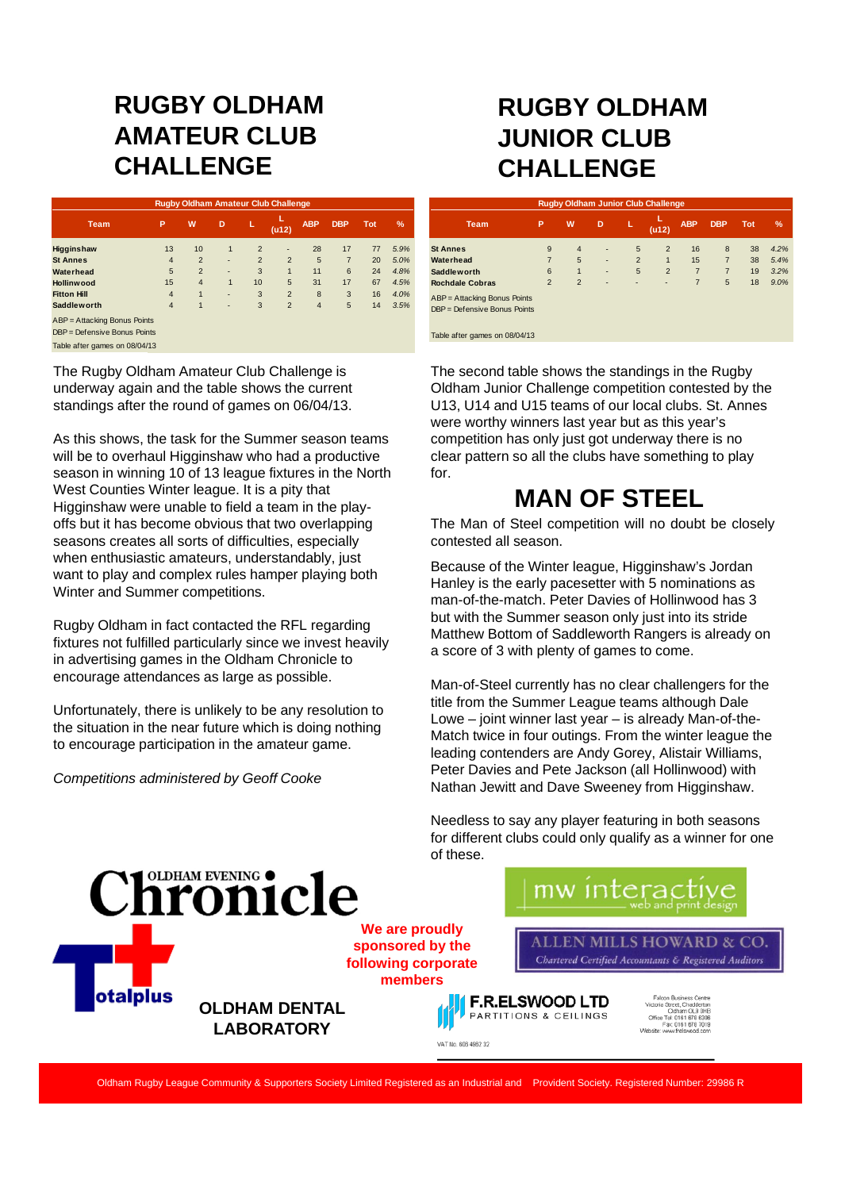# RUGBY OLDHAM AMATEUR CLUB CHALLENGE

| Team | P | W | D | L | L (u12) | ABP | DBP | Tot | % |
|---|---|---|---|---|---|---|---|---|---|
| Higginshaw | 13 | 10 | 1 | 2 | - | 28 | 17 | 77 | 5.9% |
| St Annes | 4 | 2 | - | 2 | 2 | 5 | 7 | 20 | 5.0% |
| Waterhead | 5 | 2 | - | 3 | 1 | 11 | 6 | 24 | 4.8% |
| Hollinwood | 15 | 4 | 1 | 10 | 5 | 31 | 17 | 67 | 4.5% |
| Fitton Hill | 4 | 1 | - | 3 | 2 | 8 | 3 | 16 | 4.0% |
| Saddleworth | 4 | 1 | - | 3 | 2 | 4 | 5 | 14 | 3.5% |

Rugby Oldham Amateur Club Challenge

ABP = Attacking Bonus Points
DBP = Defensive Bonus Points
Table after games on 08/04/13

The Rugby Oldham Amateur Club Challenge is underway again and the table shows the current standings after the round of games on 06/04/13.

As this shows, the task for the Summer season teams will be to overhaul Higginshaw who had a productive season in winning 10 of 13 league fixtures in the North West Counties Winter league. It is a pity that Higginshaw were unable to field a team in the play-offs but it has become obvious that two overlapping seasons creates all sorts of difficulties, especially when enthusiastic amateurs, understandably, just want to play and complex rules hamper playing both Winter and Summer competitions.

Rugby Oldham in fact contacted the RFL regarding fixtures not fulfilled particularly since we invest heavily in advertising games in the Oldham Chronicle to encourage attendances as large as possible.

Unfortunately, there is unlikely to be any resolution to the situation in the near future which is doing nothing to encourage participation in the amateur game.

*Competitions administered by Geoff Cooke*

# RUGBY OLDHAM JUNIOR CLUB CHALLENGE

| Team | P | W | D | L | L (u12) | ABP | DBP | Tot | % |
|---|---|---|---|---|---|---|---|---|---|
| St Annes | 9 | 4 | - | 5 | 2 | 16 | 8 | 38 | 4.2% |
| Waterhead | 7 | 5 | - | 2 | 1 | 15 | 7 | 38 | 5.4% |
| Saddleworth | 6 | 1 | - | 5 | 2 | 7 | 7 | 19 | 3.2% |
| Rochdale Cobras | 2 | 2 | - | - | - | 7 | 5 | 18 | 9.0% |

Rugby Oldham Junior Club Challenge

ABP = Attacking Bonus Points
DBP = Defensive Bonus Points

Table after games on 08/04/13

The second table shows the standings in the Rugby Oldham Junior Challenge competition contested by the U13, U14 and U15 teams of our local clubs. St. Annes were worthy winners last year but as this year's competition has only just got underway there is no clear pattern so all the clubs have something to play for.

## MAN OF STEEL

The Man of Steel competition will no doubt be closely contested all season.

Because of the Winter league, Higginshaw's Jordan Hanley is the early pacesetter with 5 nominations as man-of-the-match. Peter Davies of Hollinwood has 3 but with the Summer season only just into its stride Matthew Bottom of Saddleworth Rangers is already on a score of 3 with plenty of games to come.

Man-of-Steel currently has no clear challengers for the title from the Summer League teams although Dale Lowe – joint winner last year – is already Man-of-the-Match twice in four outings. From the winter league the leading contenders are Andy Gorey, Alistair Williams, Peter Davies and Pete Jackson (all Hollinwood) with Nathan Jewitt and Dave Sweeney from Higginshaw.

Needless to say any player featuring in both seasons for different clubs could only qualify as a winner for one of these.

OLDHAM EVENING Chronicle

mw interactive web and print design

We are proudly sponsored by the following corporate members

ALLEN MILLS HOWARD & CO.
Chartered Certified Accountants & Registered Auditors

Totalplus

OLDHAM DENTAL LABORATORY

F.R.ELSWOOD LTD
PARTITIONS & CEILINGS

Falcon Business Centre
Victoria Street, Chadderton
Oldham OL9 0HB
Office Tel: 0161 678 6386
Fax: 0161 678 7019
Website: www.frelswood.com

VAT No. 808 4987 32

Oldham Rugby League Community & Supporters Society Limited Registered as an Industrial and Provident Society. Registered Number: 29986 R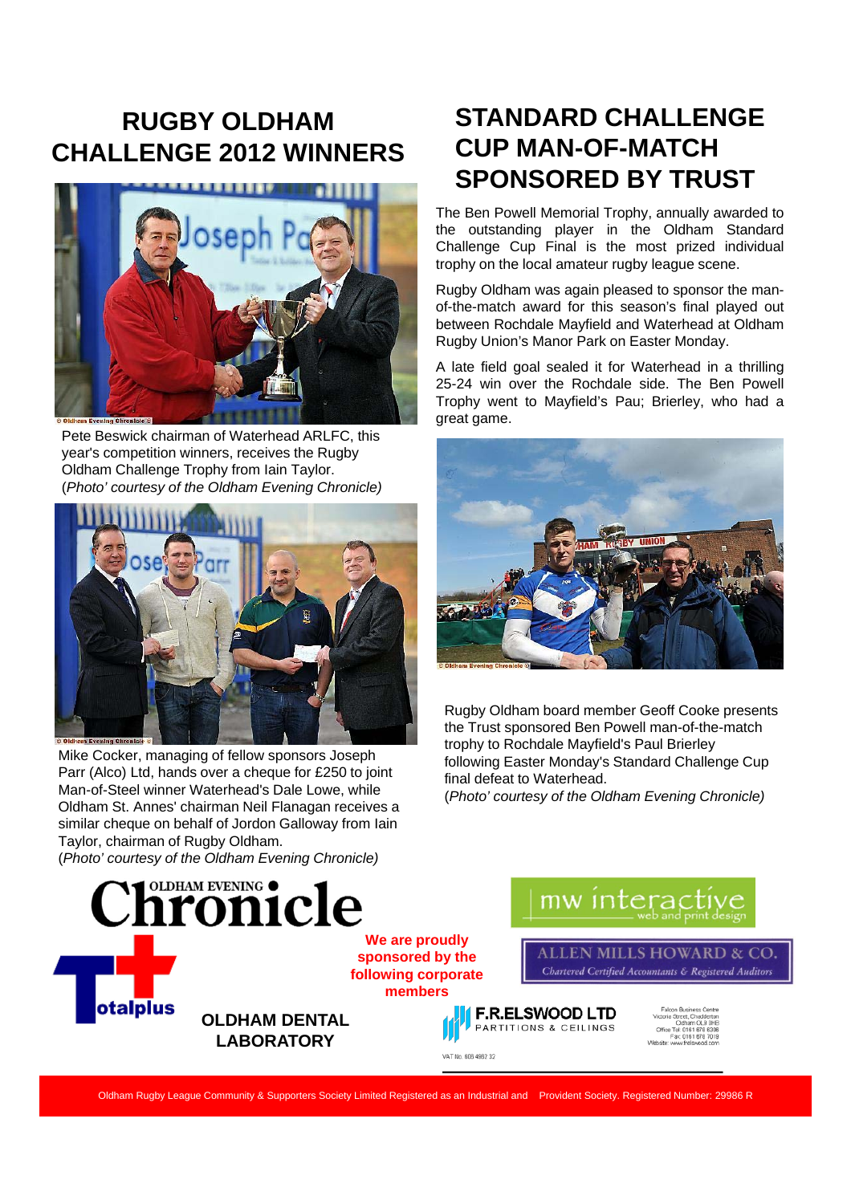## RUGBY OLDHAM CHALLENGE 2012 WINNERS

Pete Beswick chairman of Waterhead ARLFC, this year's competition winners, receives the Rugby Oldham Challenge Trophy from Iain Taylor. (*Photo' courtesy of the Oldham Evening Chronicle)*

Mike Cocker, managing of fellow sponsors Joseph Parr (Alco) Ltd, hands over a cheque for £250 to joint Man-of-Steel winner Waterhead's Dale Lowe, while Oldham St. Annes' chairman Neil Flanagan receives a similar cheque on behalf of Jordon Galloway from Iain Taylor, chairman of Rugby Oldham. (*Photo' courtesy of the Oldham Evening Chronicle)*

## STANDARD CHALLENGE CUP MAN-OF-MATCH SPONSORED BY TRUST

The Ben Powell Memorial Trophy, annually awarded to the outstanding player in the Oldham Standard Challenge Cup Final is the most prized individual trophy on the local amateur rugby league scene.

Rugby Oldham was again pleased to sponsor the man-of-the-match award for this season's final played out between Rochdale Mayfield and Waterhead at Oldham Rugby Union's Manor Park on Easter Monday.

A late field goal sealed it for Waterhead in a thrilling 25-24 win over the Rochdale side. The Ben Powell Trophy went to Mayfield's Pau; Brierley, who had a great game.

Rugby Oldham board member Geoff Cooke presents the Trust sponsored Ben Powell man-of-the-match trophy to Rochdale Mayfield's Paul Brierley following Easter Monday's Standard Challenge Cup final defeat to Waterhead. (*Photo' courtesy of the Oldham Evening Chronicle)*

**We are proudly sponsored by the following corporate members**

Oldham Evening Chronicle

Totalplus

OLDHAM DENTAL LABORATORY

mw interactive web and print design

ALLEN MILLS HOWARD & CO. Chartered Certified Accountants & Registered Auditors

F.R.ELSWOOD LTD PARTITIONS & CEILINGS

Oldham Rugby League Community & Supporters Society Limited Registered as an Industrial and Provident Society. Registered Number: 29986 R